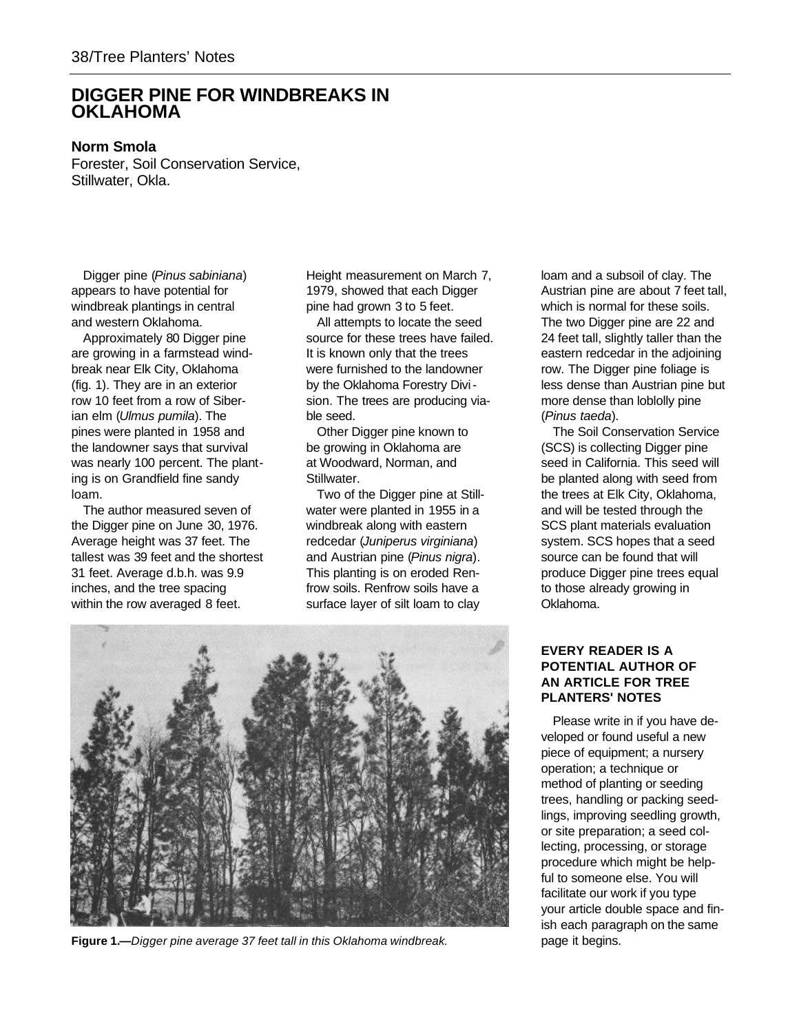# DIGGER PINE FOR WINDBREAKS IN OKLAHOMA

**Norm Smola**
Forester, Soil Conservation Service, Stillwater, Okla.

Digger pine (*Pinus sabiniana*) appears to have potential for windbreak plantings in central and western Oklahoma.

Approximately 80 Digger pine are growing in a farmstead windbreak near Elk City, Oklahoma (fig. 1). They are in an exterior row 10 feet from a row of Siberian elm (*Ulmus pumila*). The pines were planted in 1958 and the landowner says that survival was nearly 100 percent. The planting is on Grandfield fine sandy loam.

The author measured seven of the Digger pine on June 30, 1976. Average height was 37 feet. The tallest was 39 feet and the shortest 31 feet. Average d.b.h. was 9.9 inches, and the tree spacing within the row averaged 8 feet. Height measurement on March 7, 1979, showed that each Digger pine had grown 3 to 5 feet.

All attempts to locate the seed source for these trees have failed. It is known only that the trees were furnished to the landowner by the Oklahoma Forestry Division. The trees are producing viable seed.

Other Digger pine known to be growing in Oklahoma are at Woodward, Norman, and Stillwater.

Two of the Digger pine at Stillwater were planted in 1955 in a windbreak along with eastern redcedar (*Juniperus virginiana*) and Austrian pine (*Pinus nigra*). This planting is on eroded Renfrow soils. Renfrow soils have a surface layer of silt loam to clay loam and a subsoil of clay. The Austrian pine are about 7 feet tall, which is normal for these soils. The two Digger pine are 22 and 24 feet tall, slightly taller than the eastern redcedar in the adjoining row. The Digger pine foliage is less dense than Austrian pine but more dense than loblolly pine (*Pinus taeda*).

The Soil Conservation Service (SCS) is collecting Digger pine seed in California. This seed will be planted along with seed from the trees at Elk City, Oklahoma, and will be tested through the SCS plant materials evaluation system. SCS hopes that a seed source can be found that will produce Digger pine trees equal to those already growing in Oklahoma.

**Figure 1.**—*Digger pine average 37 feet tall in this Oklahoma windbreak.*

**EVERY READER IS A POTENTIAL AUTHOR OF AN ARTICLE FOR TREE PLANTERS' NOTES**

Please write in if you have developed or found useful a new piece of equipment; a nursery operation; a technique or method of planting or seeding trees, handling or packing seedlings, improving seedling growth, or site preparation; a seed collecting, processing, or storage procedure which might be helpful to someone else. You will facilitate our work if you type your article double space and finish each paragraph on the same page it begins.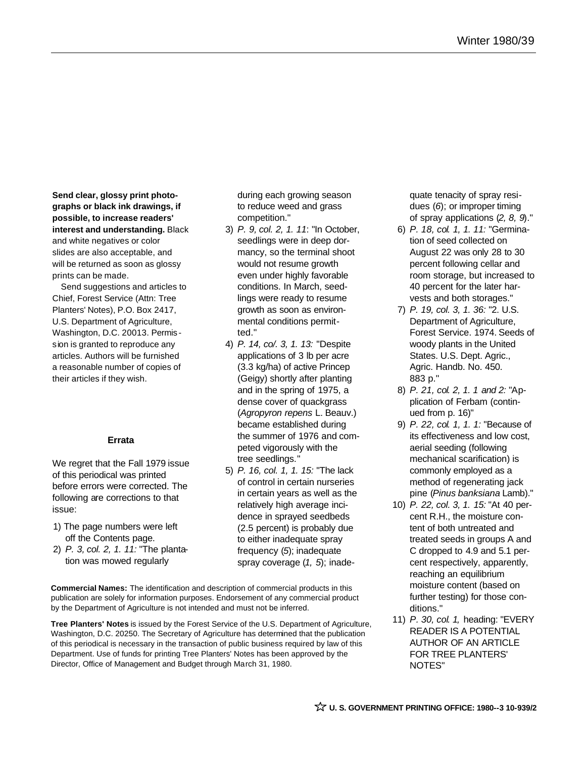**Send clear, glossy print photographs or black ink drawings, if possible, to increase readers' interest and understanding.** Black and white negatives or color slides are also acceptable, and will be returned as soon as glossy prints can be made.

Send suggestions and articles to Chief, Forest Service (Attn: Tree Planters' Notes), P.O. Box 2417, U.S. Department of Agriculture, Washington, D.C. 20013. Permission is granted to reproduce any articles. Authors will be furnished a reasonable number of copies of their articles if they wish.

## Errata

We regret that the Fall 1979 issue of this periodical was printed before errors were corrected. The following are corrections to that issue:

1) The page numbers were left off the Contents page.
2) *P. 3, col. 2, 1. 11:* "The plantation was mowed regularly during each growing season to reduce weed and grass competition."
3) *P. 9, col. 2, 1. 11*: "In October, seedlings were in deep dormancy, so the terminal shoot would not resume growth even under highly favorable conditions. In March, seedlings were ready to resume growth as soon as environmental conditions permitted."
4) *P. 14, co/. 3, 1. 13:* "Despite applications of 3 lb per acre (3.3 kg/ha) of active Princep (Geigy) shortly after planting and in the spring of 1975, a dense cover of quackgrass (*Agropyron repens* L. Beauv.) became established during the summer of 1976 and competed vigorously with the tree seedlings."
5) *P. 16, col. 1, 1. 15:* "The lack of control in certain nurseries in certain years as well as the relatively high average incidence in sprayed seedbeds (2.5 percent) is probably due to either inadequate spray frequency (*5*); inadequate spray coverage (*1, 5*); inadequate tenacity of spray residues (*6*); or improper timing of spray applications (*2, 8, 9*)."
6) *P. 18, col. 1, 1. 11:* "Germination of seed collected on August 22 was only 28 to 30 percent following cellar and room storage, but increased to 40 percent for the later harvests and both storages."
7) *P. 19, col. 3, 1. 36:* "2. U.S. Department of Agriculture, Forest Service. 1974. Seeds of woody plants in the United States. U.S. Dept. Agric., Agric. Handb. No. 450. 883 p."
8) *P. 21, col. 2, 1. 1 and 2:* "Application of Ferbam (continued from p. 16)"
9) *P. 22, col. 1, 1. 1:* "Because of its effectiveness and low cost, aerial seeding (following mechanical scarification) is commonly employed as a method of regenerating jack pine (*Pinus banksiana* Lamb)."
10) *P. 22, col. 3, 1. 15:* "At 40 percent R.H., the moisture content of both untreated and treated seeds in groups A and C dropped to 4.9 and 5.1 percent respectively, apparently, reaching an equilibrium moisture content (based on further testing) for those conditions."
11) *P. 30, col. 1,* heading: "EVERY READER IS A POTENTIAL AUTHOR OF AN ARTICLE FOR TREE PLANTERS' NOTES"

**Commercial Names:** The identification and description of commercial products in this publication are solely for information purposes. Endorsement of any commercial product by the Department of Agriculture is not intended and must not be inferred.

**Tree Planters' Notes** is issued by the Forest Service of the U.S. Department of Agriculture, Washington, D.C. 20250. The Secretary of Agriculture has determined that the publication of this periodical is necessary in the transaction of public business required by law of this Department. Use of funds for printing Tree Planters' Notes has been approved by the Director, Office of Management and Budget through March 31, 1980.

**☆ U. S. GOVERNMENT PRINTING OFFICE: 1980--3 10-939/2**